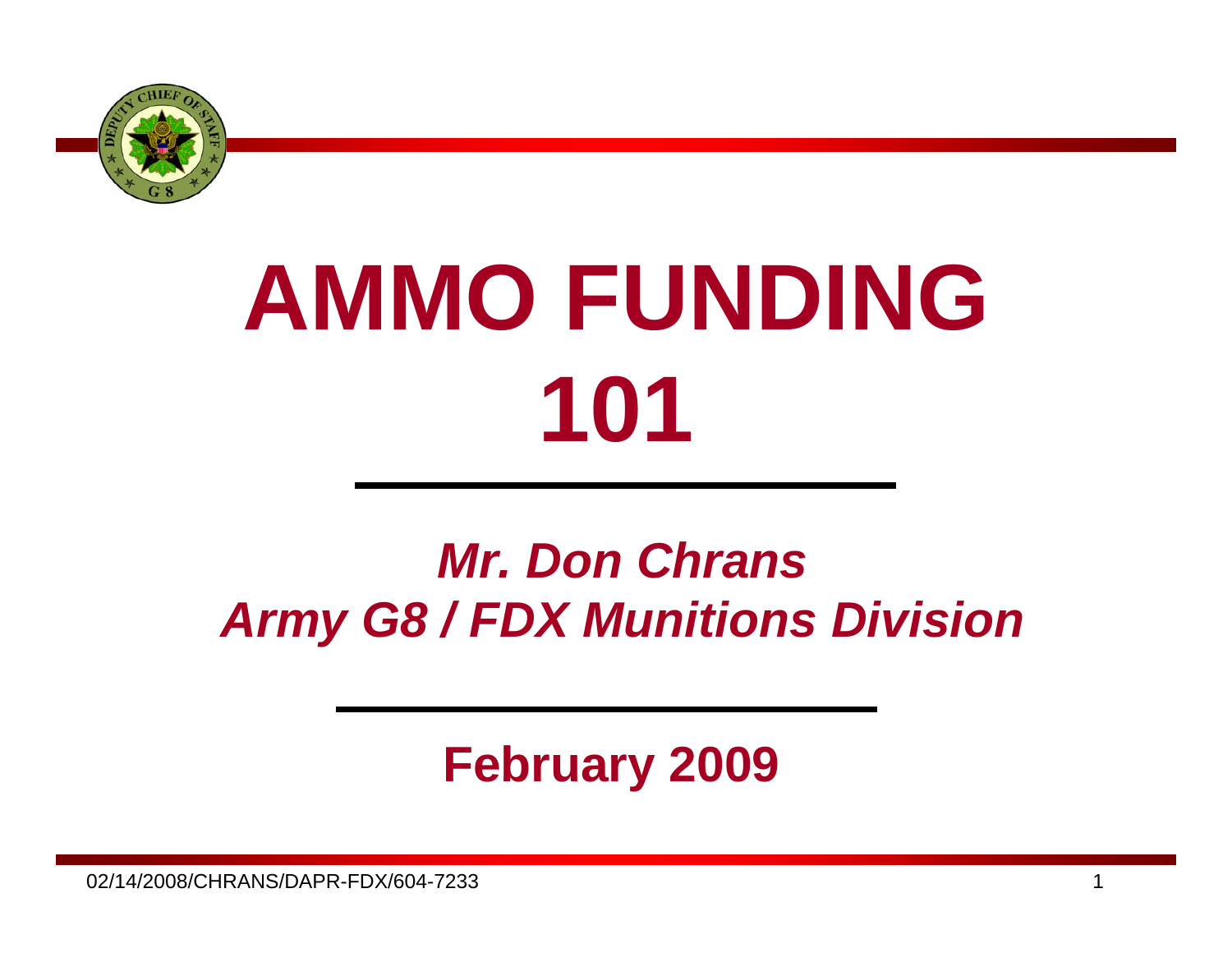# AMMO FUNDING 101

***Mr. Don Chrans***
***Army G8 / FDX Munitions Division***

**February 2009**

02/14/2008/CHRANS/DAPR-FDX/604-7233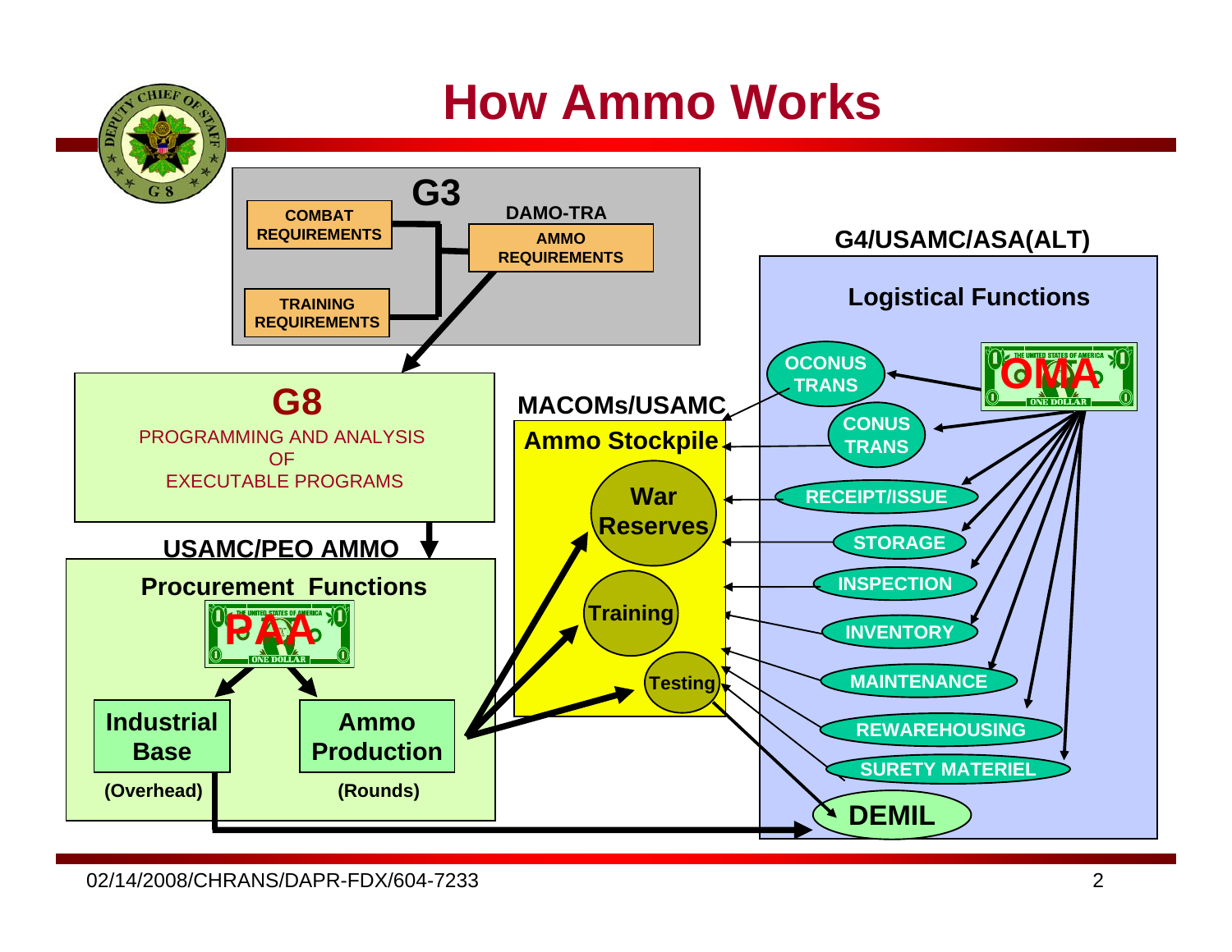# How Ammo Works

## G3

- COMBAT REQUIREMENTS
- TRAINING REQUIREMENTS
- DAMO-TRA: AMMO REQUIREMENTS

## G8

PROGRAMMING AND ANALYSIS OF EXECUTABLE PROGRAMS

## USAMC/PEO AMMO

### Procurement Functions

PAA

- Industrial Base (Overhead)
- Ammo Production (Rounds)

## MACOMs/USAMC

### Ammo Stockpile

- War Reserves
- Training
- Testing

## G4/USAMC/ASA(ALT)

### Logistical Functions

OMA

- OCONUS TRANS
- CONUS TRANS
- RECEIPT/ISSUE
- STORAGE
- INSPECTION
- INVENTORY
- MAINTENANCE
- REWAREHOUSING
- SURETY MATERIEL
- DEMIL

02/14/2008/CHRANS/DAPR-FDX/604-7233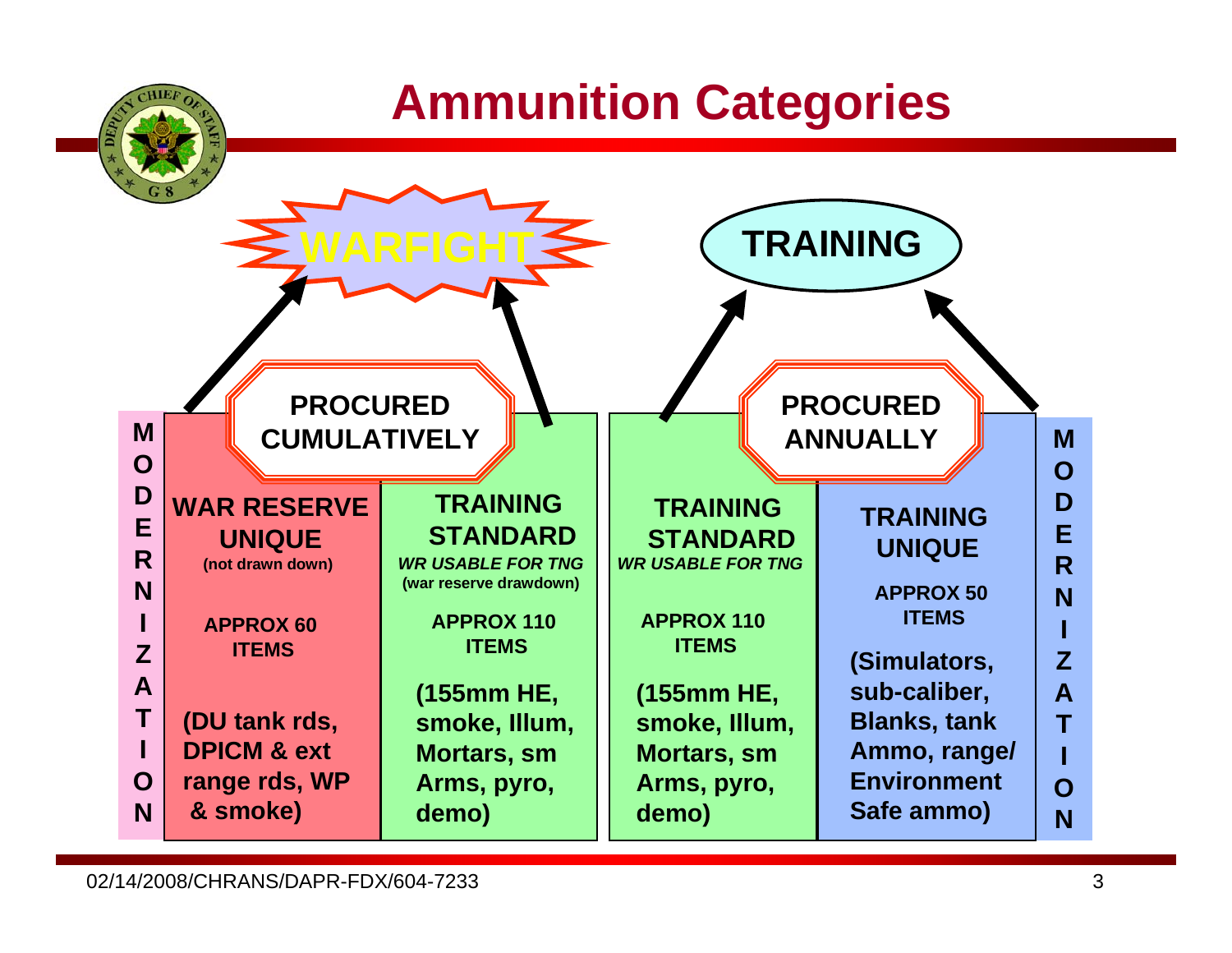# Ammunition Categories

**WARFIGHT**

**TRAINING**

**MODERNIZATION**

**PROCURED CUMULATIVELY**

| WAR RESERVE UNIQUE | TRAINING STANDARD |
|---|---|
| (not drawn down) | *WR USABLE FOR TNG* (war reserve drawdown) |
| APPROX 60 ITEMS | APPROX 110 ITEMS |
| (DU tank rds, DPICM & ext range rds, WP & smoke) | (155mm HE, smoke, Illum, Mortars, sm Arms, pyro, demo) |

**PROCURED ANNUALLY**

| TRAINING STANDARD | TRAINING UNIQUE |
|---|---|
| *WR USABLE FOR TNG* | |
| APPROX 110 ITEMS | APPROX 50 ITEMS |
| (155mm HE, smoke, Illum, Mortars, sm Arms, pyro, demo) | (Simulators, sub-caliber, Blanks, tank Ammo, range/ Environment Safe ammo) |

**MODERNIZATION**

02/14/2008/CHRANS/DAPR-FDX/604-7233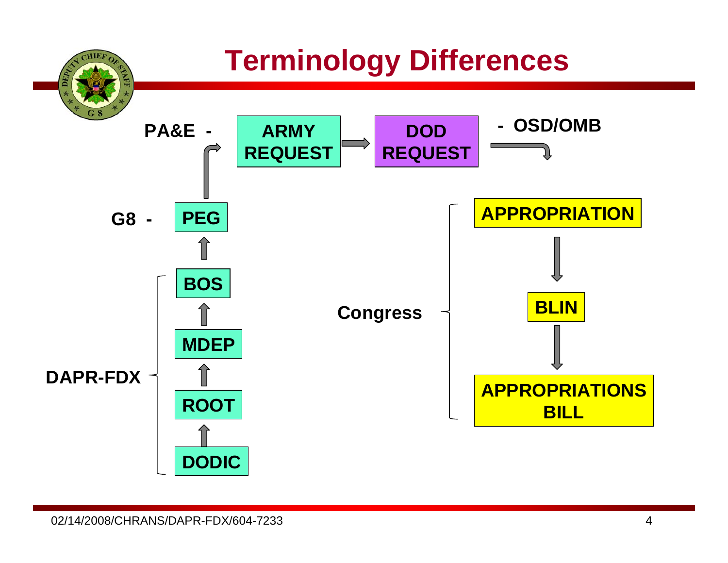# Terminology Differences

PA&E - ARMY REQUEST → DOD REQUEST - OSD/OMB

G8 - PEG

DAPR-FDX
- BOS
- MDEP
- ROOT
- DODIC

DODIC → ROOT → MDEP → BOS → PEG → ARMY REQUEST

Congress
- APPROPRIATION
- BLIN
- APPROPRIATIONS BILL

APPROPRIATION → BLIN → APPROPRIATIONS BILL

02/14/2008/CHRANS/DAPR-FDX/604-7233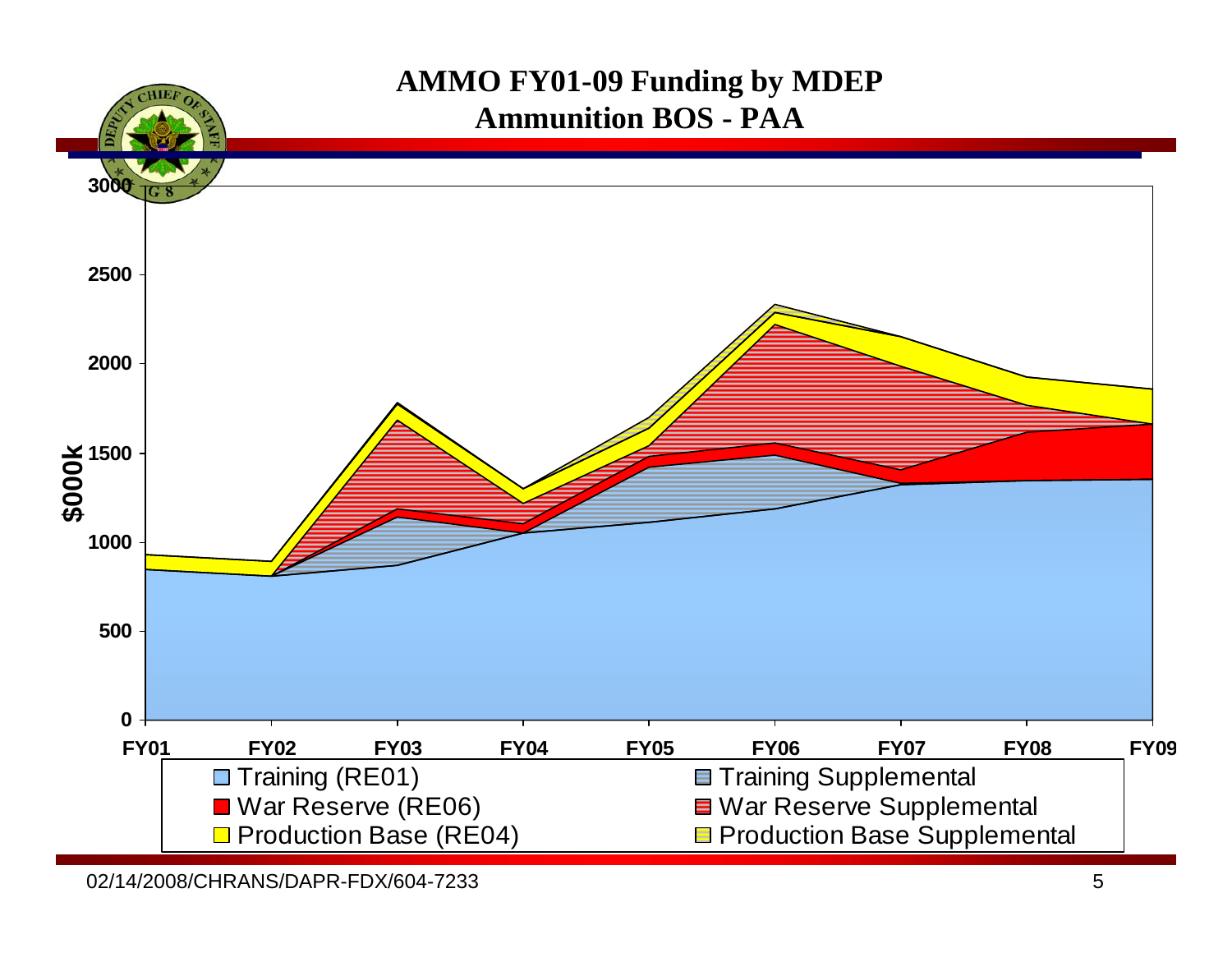# AMMO FY01-09 Funding by MDEP

## Ammunition BOS - PAA

$000k

3000, 2500, 2000, 1500, 1000, 500, 0

FY01, FY02, FY03, FY04, FY05, FY06, FY07, FY08, FY09

- Training (RE01)
- Training Supplemental
- War Reserve (RE06)
- War Reserve Supplemental
- Production Base (RE04)
- Production Base Supplemental

02/14/2008/CHRANS/DAPR-FDX/604-7233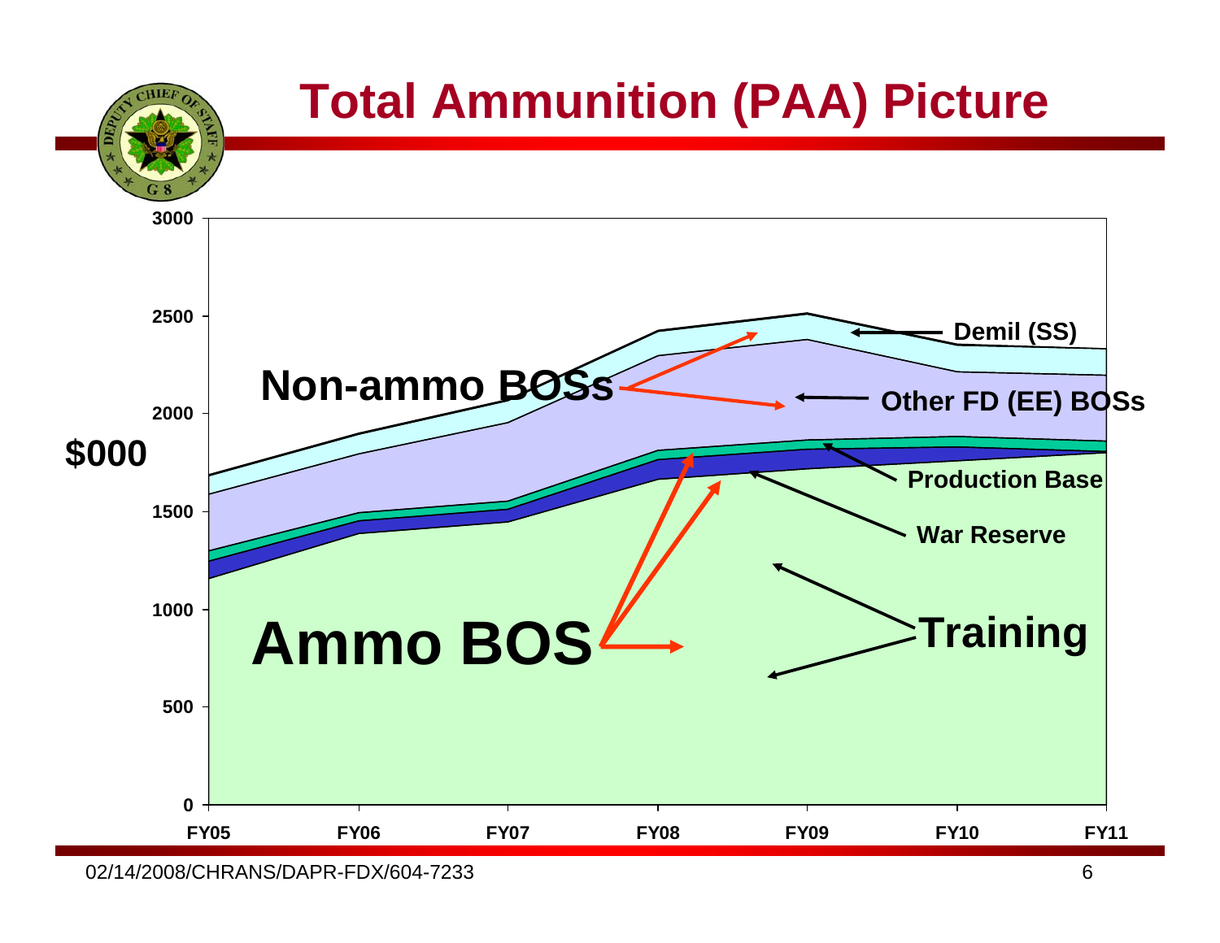# Total Ammunition (PAA) Picture

$000

3000
2500
2000
1500
1000
500
0

FY05 FY06 FY07 FY08 FY09 FY10 FY11

**Non-ammo BOSs**

**Ammo BOS**

- Demil (SS)
- Other FD (EE) BOSs
- Production Base
- War Reserve
- Training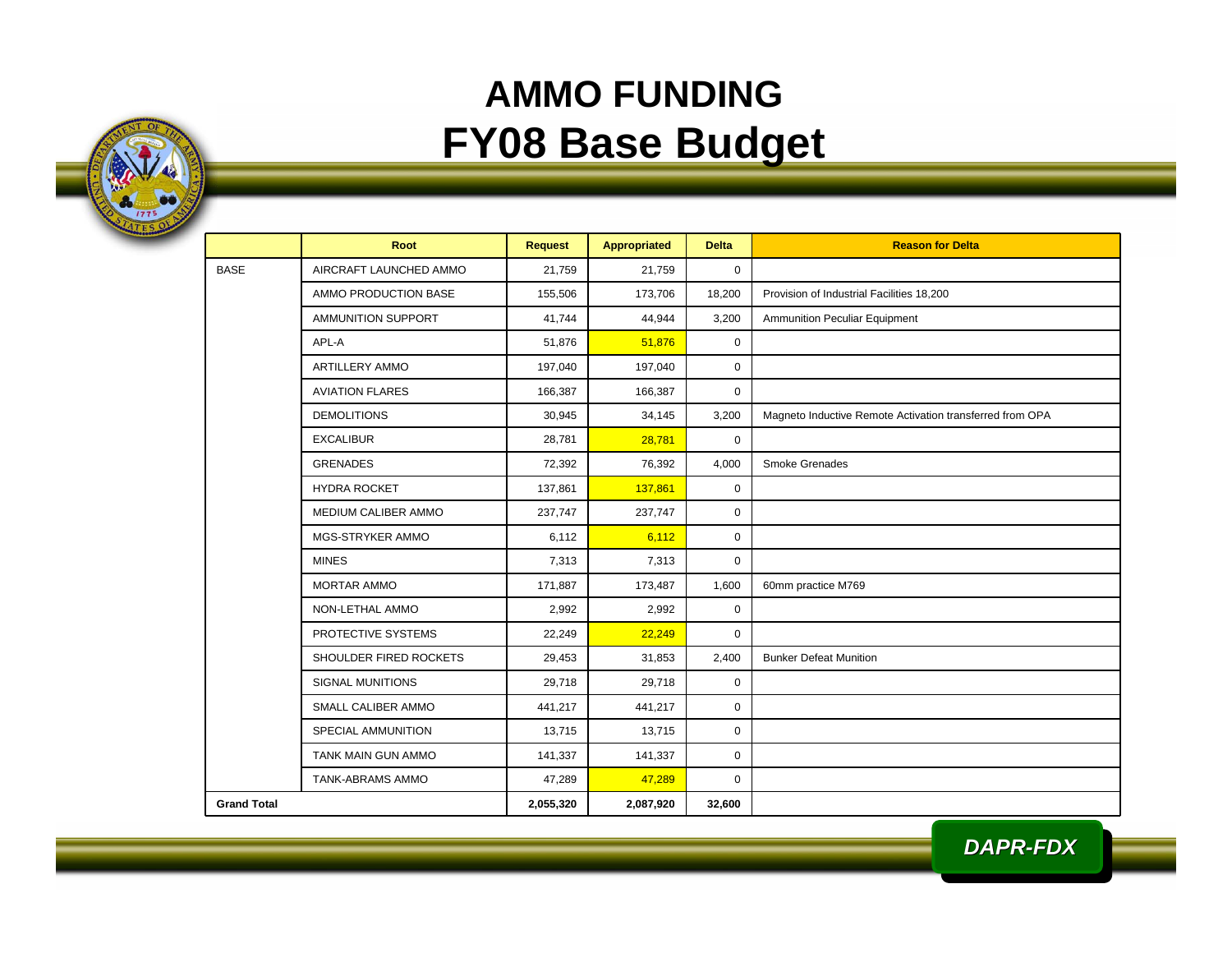# AMMO FUNDING
# FY08 Base Budget

| | Root | Request | Appropriated | Delta | Reason for Delta |
|---|---|---|---|---|---|
| BASE | AIRCRAFT LAUNCHED AMMO | 21,759 | 21,759 | 0 | |
| | AMMO PRODUCTION BASE | 155,506 | 173,706 | 18,200 | Provision of Industrial Facilities 18,200 |
| | AMMUNITION SUPPORT | 41,744 | 44,944 | 3,200 | Ammunition Peculiar Equipment |
| | APL-A | 51,876 | 51,876 | 0 | |
| | ARTILLERY AMMO | 197,040 | 197,040 | 0 | |
| | AVIATION FLARES | 166,387 | 166,387 | 0 | |
| | DEMOLITIONS | 30,945 | 34,145 | 3,200 | Magneto Inductive Remote Activation transferred from OPA |
| | EXCALIBUR | 28,781 | 28,781 | 0 | |
| | GRENADES | 72,392 | 76,392 | 4,000 | Smoke Grenades |
| | HYDRA ROCKET | 137,861 | 137,861 | 0 | |
| | MEDIUM CALIBER AMMO | 237,747 | 237,747 | 0 | |
| | MGS-STRYKER AMMO | 6,112 | 6,112 | 0 | |
| | MINES | 7,313 | 7,313 | 0 | |
| | MORTAR AMMO | 171,887 | 173,487 | 1,600 | 60mm practice M769 |
| | NON-LETHAL AMMO | 2,992 | 2,992 | 0 | |
| | PROTECTIVE SYSTEMS | 22,249 | 22,249 | 0 | |
| | SHOULDER FIRED ROCKETS | 29,453 | 31,853 | 2,400 | Bunker Defeat Munition |
| | SIGNAL MUNITIONS | 29,718 | 29,718 | 0 | |
| | SMALL CALIBER AMMO | 441,217 | 441,217 | 0 | |
| | SPECIAL AMMUNITION | 13,715 | 13,715 | 0 | |
| | TANK MAIN GUN AMMO | 141,337 | 141,337 | 0 | |
| | TANK-ABRAMS AMMO | 47,289 | 47,289 | 0 | |
| **Grand Total** | | **2,055,320** | **2,087,920** | **32,600** | |

DAPR-FDX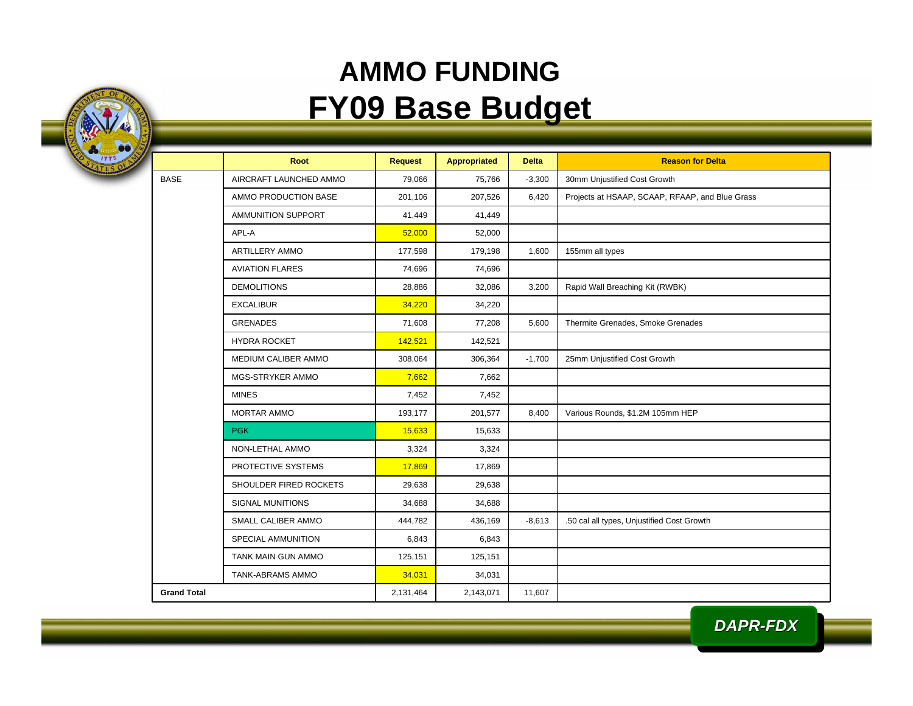# AMMO FUNDING
# FY09 Base Budget

| | Root | Request | Appropriated | Delta | Reason for Delta |
|---|---|---|---|---|---|
| BASE | AIRCRAFT LAUNCHED AMMO | 79,066 | 75,766 | -3,300 | 30mm Unjustified Cost Growth |
| | AMMO PRODUCTION BASE | 201,106 | 207,526 | 6,420 | Projects at HSAAP, SCAAP, RFAAP, and Blue Grass |
| | AMMUNITION SUPPORT | 41,449 | 41,449 | | |
| | APL-A | 52,000 | 52,000 | | |
| | ARTILLERY AMMO | 177,598 | 179,198 | 1,600 | 155mm all types |
| | AVIATION FLARES | 74,696 | 74,696 | | |
| | DEMOLITIONS | 28,886 | 32,086 | 3,200 | Rapid Wall Breaching Kit (RWBK) |
| | EXCALIBUR | 34,220 | 34,220 | | |
| | GRENADES | 71,608 | 77,208 | 5,600 | Thermite Grenades, Smoke Grenades |
| | HYDRA ROCKET | 142,521 | 142,521 | | |
| | MEDIUM CALIBER AMMO | 308,064 | 306,364 | -1,700 | 25mm Unjustified Cost Growth |
| | MGS-STRYKER AMMO | 7,662 | 7,662 | | |
| | MINES | 7,452 | 7,452 | | |
| | MORTAR AMMO | 193,177 | 201,577 | 8,400 | Various Rounds, $1.2M 105mm HEP |
| | PGK | 15,633 | 15,633 | | |
| | NON-LETHAL AMMO | 3,324 | 3,324 | | |
| | PROTECTIVE SYSTEMS | 17,869 | 17,869 | | |
| | SHOULDER FIRED ROCKETS | 29,638 | 29,638 | | |
| | SIGNAL MUNITIONS | 34,688 | 34,688 | | |
| | SMALL CALIBER AMMO | 444,782 | 436,169 | -8,613 | .50 cal all types, Unjustified Cost Growth |
| | SPECIAL AMMUNITION | 6,843 | 6,843 | | |
| | TANK MAIN GUN AMMO | 125,151 | 125,151 | | |
| | TANK-ABRAMS AMMO | 34,031 | 34,031 | | |
| **Grand Total** | | 2,131,464 | 2,143,071 | 11,607 | |

DAPR-FDX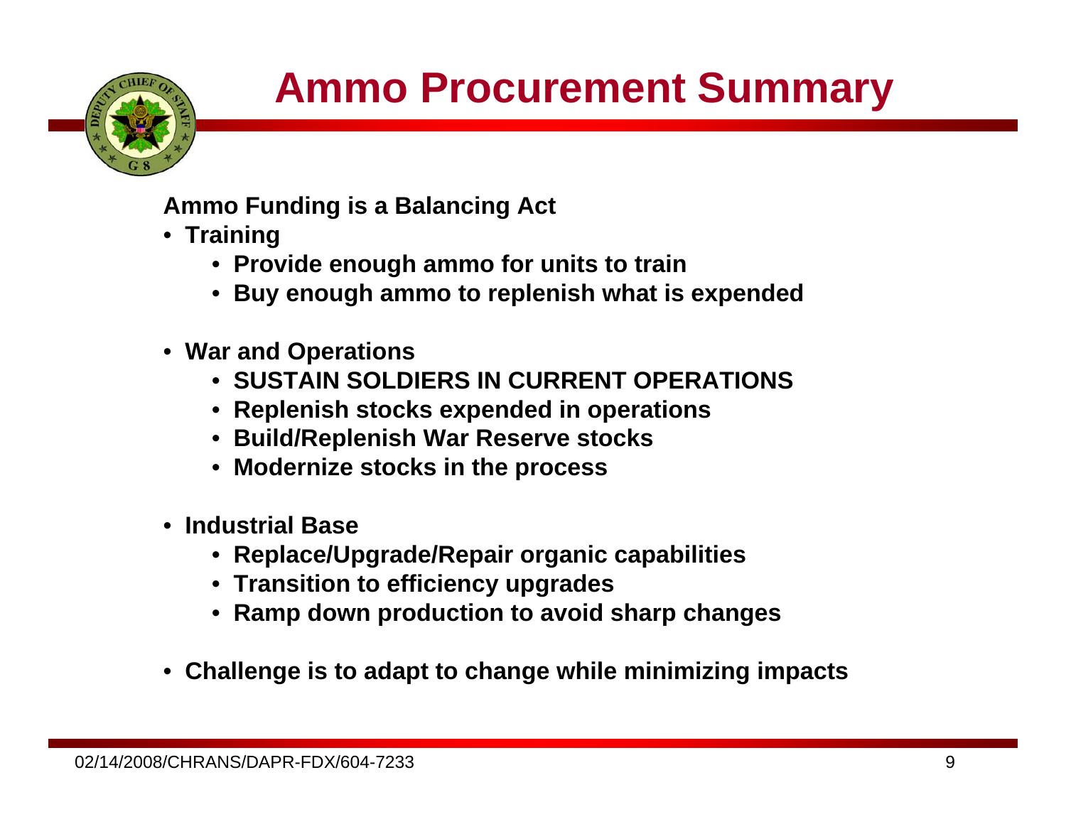# Ammo Procurement Summary

**Ammo Funding is a Balancing Act**

- **Training**
  - **Provide enough ammo for units to train**
  - **Buy enough ammo to replenish what is expended**
- **War and Operations**
  - **SUSTAIN SOLDIERS IN CURRENT OPERATIONS**
  - **Replenish stocks expended in operations**
  - **Build/Replenish War Reserve stocks**
  - **Modernize stocks in the process**
- **Industrial Base**
  - **Replace/Upgrade/Repair organic capabilities**
  - **Transition to efficiency upgrades**
  - **Ramp down production to avoid sharp changes**
- **Challenge is to adapt to change while minimizing impacts**